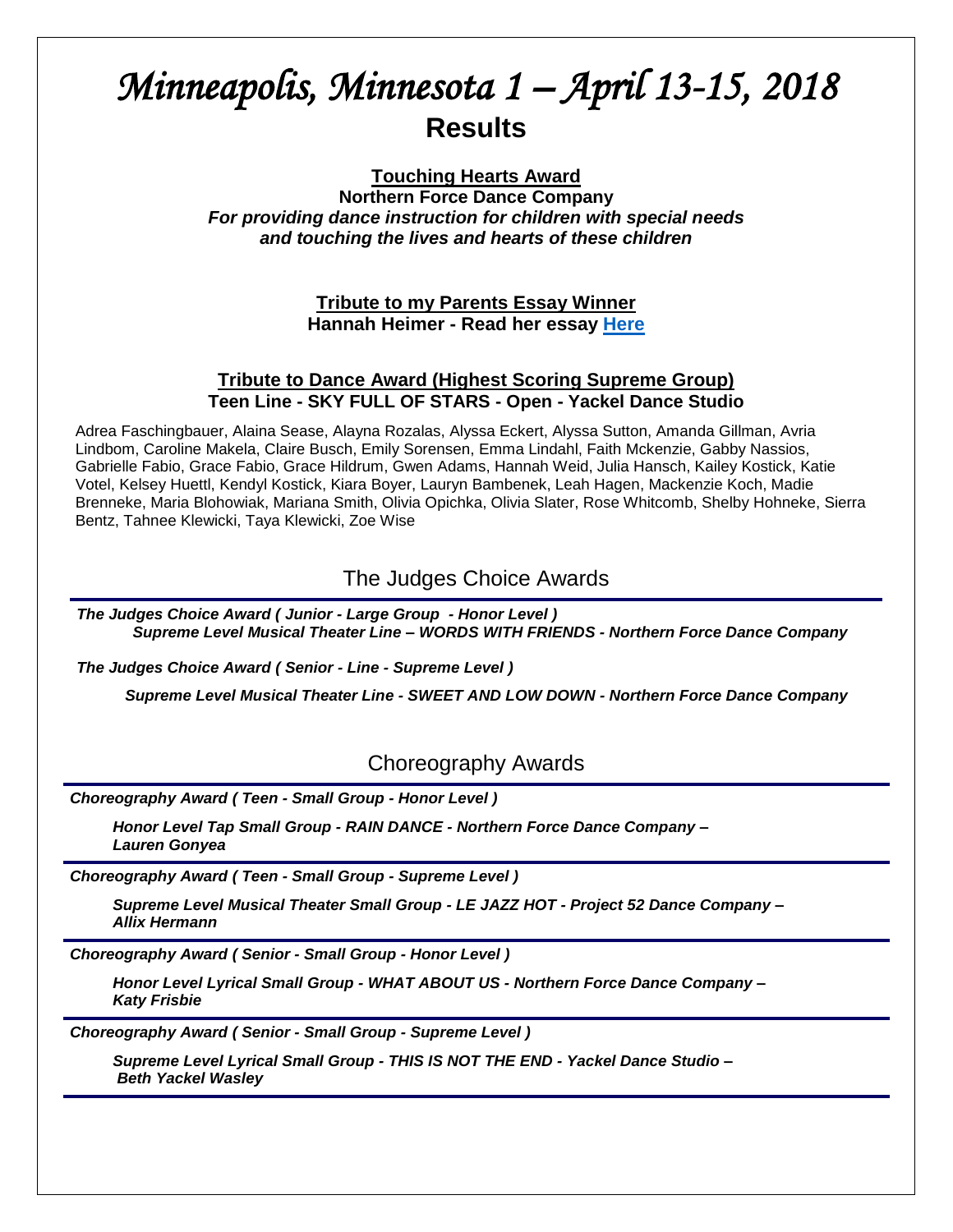# *Minneapolis, Minnesota 1 – April 13-15, 2018*

## Results

**Touching Hearts Award**
**Northern Force Dance Company**
***For providing dance instruction for children with special needs and touching the lives and hearts of these children***

**Tribute to my Parents Essay Winner**
**Hannah Heimer - Read her essay Here**

**Tribute to Dance Award (Highest Scoring Supreme Group)**
**Teen Line - SKY FULL OF STARS - Open - Yackel Dance Studio**

Adrea Faschingbauer, Alaina Sease, Alayna Rozalas, Alyssa Eckert, Alyssa Sutton, Amanda Gillman, Avria Lindbom, Caroline Makela, Claire Busch, Emily Sorensen, Emma Lindahl, Faith Mckenzie, Gabby Nassios, Gabrielle Fabio, Grace Fabio, Grace Hildrum, Gwen Adams, Hannah Weid, Julia Hansch, Kailey Kostick, Katie Votel, Kelsey Huettl, Kendyl Kostick, Kiara Boyer, Lauryn Bambenek, Leah Hagen, Mackenzie Koch, Madie Brenneke, Maria Blohowiak, Mariana Smith, Olivia Opichka, Olivia Slater, Rose Whitcomb, Shelby Hohneke, Sierra Bentz, Tahnee Klewicki, Taya Klewicki, Zoe Wise

## The Judges Choice Awards

***The Judges Choice Award ( Junior - Large Group - Honor Level )***
***Supreme Level Musical Theater Line – WORDS WITH FRIENDS - Northern Force Dance Company***

***The Judges Choice Award ( Senior - Line - Supreme Level )***
***Supreme Level Musical Theater Line - SWEET AND LOW DOWN - Northern Force Dance Company***

## Choreography Awards

***Choreography Award ( Teen - Small Group - Honor Level )***
***Honor Level Tap Small Group - RAIN DANCE - Northern Force Dance Company – Lauren Gonyea***

***Choreography Award ( Teen - Small Group - Supreme Level )***
***Supreme Level Musical Theater Small Group - LE JAZZ HOT - Project 52 Dance Company – Allix Hermann***

***Choreography Award ( Senior - Small Group - Honor Level )***
***Honor Level Lyrical Small Group - WHAT ABOUT US - Northern Force Dance Company – Katy Frisbie***

***Choreography Award ( Senior - Small Group - Supreme Level )***
***Supreme Level Lyrical Small Group - THIS IS NOT THE END - Yackel Dance Studio – Beth Yackel Wasley***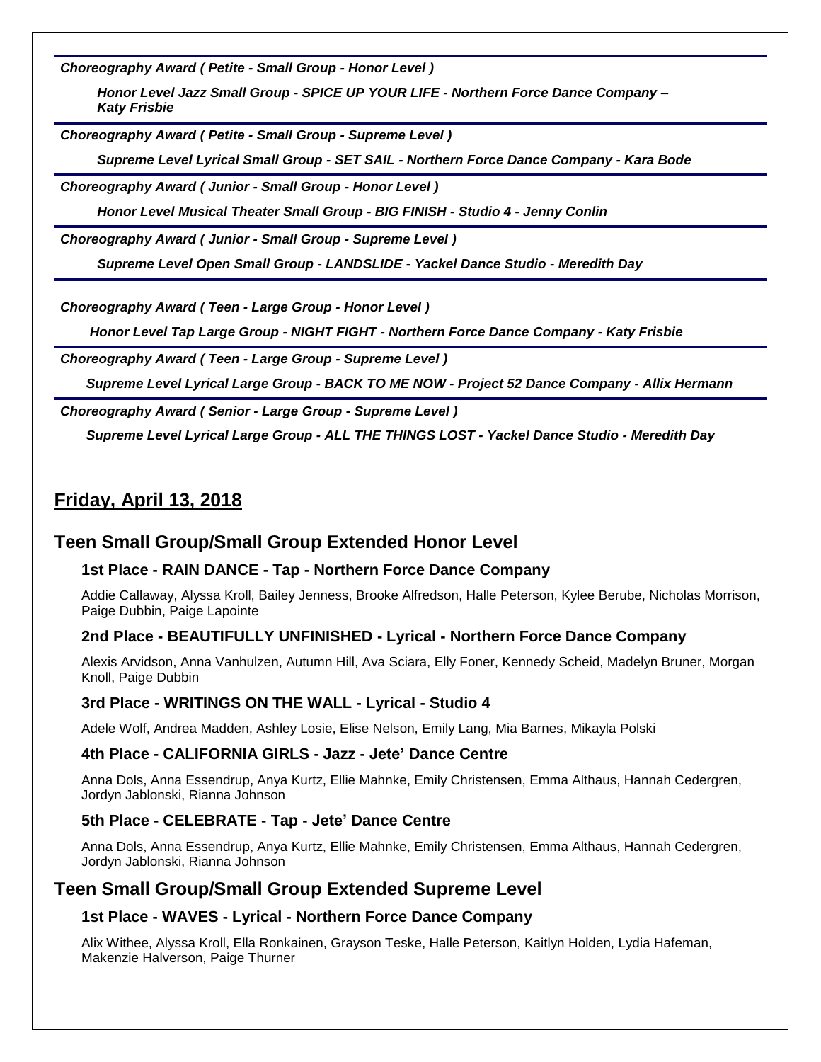*Choreography Award ( Petite - Small Group - Honor Level )*

*Honor Level Jazz Small Group - SPICE UP YOUR LIFE - Northern Force Dance Company – Katy Frisbie*

*Choreography Award ( Petite - Small Group - Supreme Level )*

*Supreme Level Lyrical Small Group - SET SAIL - Northern Force Dance Company - Kara Bode*

*Choreography Award ( Junior - Small Group - Honor Level )*

*Honor Level Musical Theater Small Group - BIG FINISH - Studio 4 - Jenny Conlin*

*Choreography Award ( Junior - Small Group - Supreme Level )*

*Supreme Level Open Small Group - LANDSLIDE - Yackel Dance Studio - Meredith Day*

*Choreography Award ( Teen - Large Group - Honor Level )*

*Honor Level Tap Large Group - NIGHT FIGHT - Northern Force Dance Company - Katy Frisbie*

*Choreography Award ( Teen - Large Group - Supreme Level )*

*Supreme Level Lyrical Large Group - BACK TO ME NOW - Project 52 Dance Company - Allix Hermann*

*Choreography Award ( Senior - Large Group - Supreme Level )*

*Supreme Level Lyrical Large Group - ALL THE THINGS LOST - Yackel Dance Studio - Meredith Day*

# Friday, April 13, 2018

## Teen Small Group/Small Group Extended Honor Level

### 1st Place - RAIN DANCE - Tap - Northern Force Dance Company

Addie Callaway, Alyssa Kroll, Bailey Jenness, Brooke Alfredson, Halle Peterson, Kylee Berube, Nicholas Morrison, Paige Dubbin, Paige Lapointe

### 2nd Place - BEAUTIFULLY UNFINISHED - Lyrical - Northern Force Dance Company

Alexis Arvidson, Anna Vanhulzen, Autumn Hill, Ava Sciara, Elly Foner, Kennedy Scheid, Madelyn Bruner, Morgan Knoll, Paige Dubbin

### 3rd Place - WRITINGS ON THE WALL - Lyrical - Studio 4

Adele Wolf, Andrea Madden, Ashley Losie, Elise Nelson, Emily Lang, Mia Barnes, Mikayla Polski

### 4th Place - CALIFORNIA GIRLS - Jazz - Jete' Dance Centre

Anna Dols, Anna Essendrup, Anya Kurtz, Ellie Mahnke, Emily Christensen, Emma Althaus, Hannah Cedergren, Jordyn Jablonski, Rianna Johnson

### 5th Place - CELEBRATE - Tap - Jete' Dance Centre

Anna Dols, Anna Essendrup, Anya Kurtz, Ellie Mahnke, Emily Christensen, Emma Althaus, Hannah Cedergren, Jordyn Jablonski, Rianna Johnson

## Teen Small Group/Small Group Extended Supreme Level

### 1st Place - WAVES - Lyrical - Northern Force Dance Company

Alix Withee, Alyssa Kroll, Ella Ronkainen, Grayson Teske, Halle Peterson, Kaitlyn Holden, Lydia Hafeman, Makenzie Halverson, Paige Thurner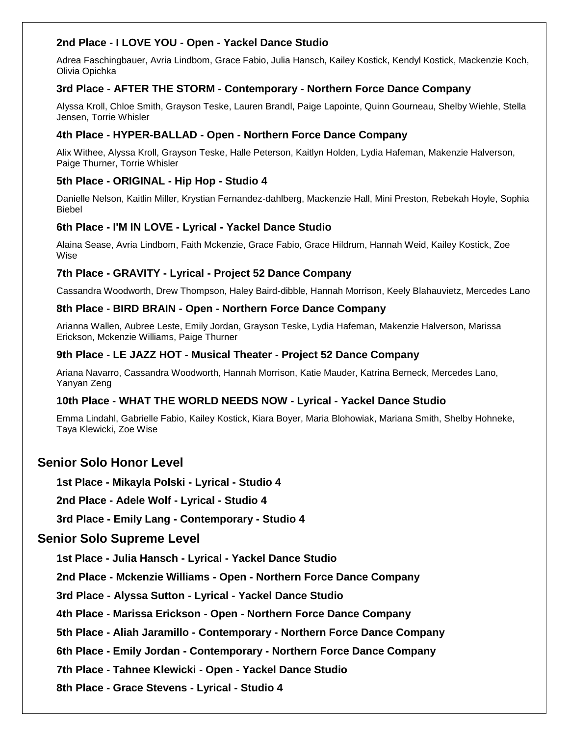**2nd Place - I LOVE YOU - Open - Yackel Dance Studio**

Adrea Faschingbauer, Avria Lindbom, Grace Fabio, Julia Hansch, Kailey Kostick, Kendyl Kostick, Mackenzie Koch, Olivia Opichka

**3rd Place - AFTER THE STORM - Contemporary - Northern Force Dance Company**

Alyssa Kroll, Chloe Smith, Grayson Teske, Lauren Brandl, Paige Lapointe, Quinn Gourneau, Shelby Wiehle, Stella Jensen, Torrie Whisler

**4th Place - HYPER-BALLAD - Open - Northern Force Dance Company**

Alix Withee, Alyssa Kroll, Grayson Teske, Halle Peterson, Kaitlyn Holden, Lydia Hafeman, Makenzie Halverson, Paige Thurner, Torrie Whisler

**5th Place - ORIGINAL - Hip Hop - Studio 4**

Danielle Nelson, Kaitlin Miller, Krystian Fernandez-dahlberg, Mackenzie Hall, Mini Preston, Rebekah Hoyle, Sophia Biebel

**6th Place - I'M IN LOVE - Lyrical - Yackel Dance Studio**

Alaina Sease, Avria Lindbom, Faith Mckenzie, Grace Fabio, Grace Hildrum, Hannah Weid, Kailey Kostick, Zoe Wise

**7th Place - GRAVITY - Lyrical - Project 52 Dance Company**

Cassandra Woodworth, Drew Thompson, Haley Baird-dibble, Hannah Morrison, Keely Blahauvietz, Mercedes Lano

**8th Place - BIRD BRAIN - Open - Northern Force Dance Company**

Arianna Wallen, Aubree Leste, Emily Jordan, Grayson Teske, Lydia Hafeman, Makenzie Halverson, Marissa Erickson, Mckenzie Williams, Paige Thurner

**9th Place - LE JAZZ HOT - Musical Theater - Project 52 Dance Company**

Ariana Navarro, Cassandra Woodworth, Hannah Morrison, Katie Mauder, Katrina Berneck, Mercedes Lano, Yanyan Zeng

**10th Place - WHAT THE WORLD NEEDS NOW - Lyrical - Yackel Dance Studio**

Emma Lindahl, Gabrielle Fabio, Kailey Kostick, Kiara Boyer, Maria Blohowiak, Mariana Smith, Shelby Hohneke, Taya Klewicki, Zoe Wise

## Senior Solo Honor Level

**1st Place - Mikayla Polski - Lyrical - Studio 4**

**2nd Place - Adele Wolf - Lyrical - Studio 4**

**3rd Place - Emily Lang - Contemporary - Studio 4**

## Senior Solo Supreme Level

**1st Place - Julia Hansch - Lyrical - Yackel Dance Studio**

**2nd Place - Mckenzie Williams - Open - Northern Force Dance Company**

**3rd Place - Alyssa Sutton - Lyrical - Yackel Dance Studio**

**4th Place - Marissa Erickson - Open - Northern Force Dance Company**

**5th Place - Aliah Jaramillo - Contemporary - Northern Force Dance Company**

**6th Place - Emily Jordan - Contemporary - Northern Force Dance Company**

**7th Place - Tahnee Klewicki - Open - Yackel Dance Studio**

**8th Place - Grace Stevens - Lyrical - Studio 4**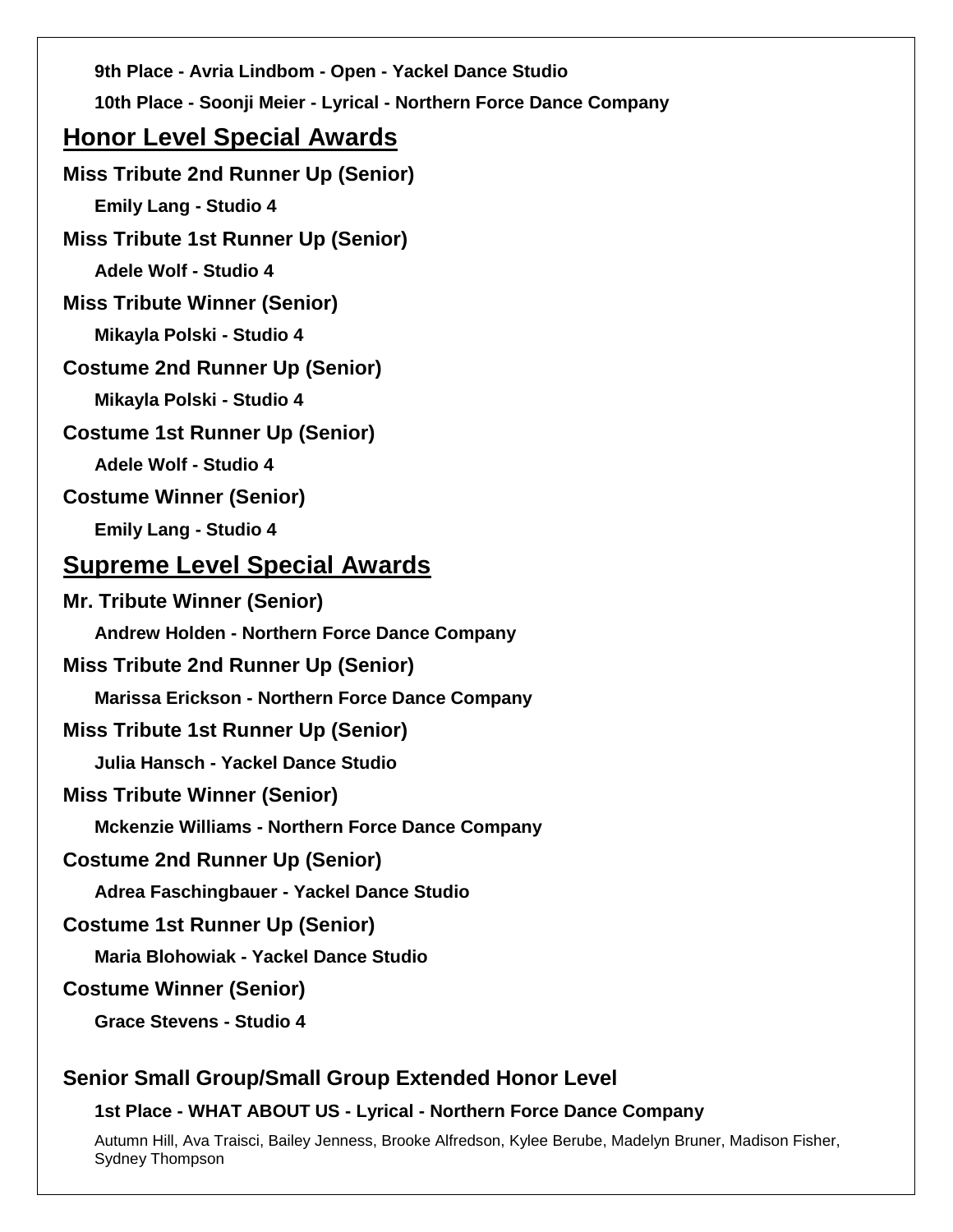**9th Place - Avria Lindbom - Open - Yackel Dance Studio**

**10th Place - Soonji Meier - Lyrical - Northern Force Dance Company**

## Honor Level Special Awards

**Miss Tribute 2nd Runner Up (Senior)**

**Emily Lang - Studio 4**

**Miss Tribute 1st Runner Up (Senior)**

**Adele Wolf - Studio 4**

**Miss Tribute Winner (Senior)**

**Mikayla Polski - Studio 4**

**Costume 2nd Runner Up (Senior)**

**Mikayla Polski - Studio 4**

**Costume 1st Runner Up (Senior)**

**Adele Wolf - Studio 4**

**Costume Winner (Senior)**

**Emily Lang - Studio 4**

## Supreme Level Special Awards

**Mr. Tribute Winner (Senior)**

**Andrew Holden - Northern Force Dance Company**

**Miss Tribute 2nd Runner Up (Senior)**

**Marissa Erickson - Northern Force Dance Company**

**Miss Tribute 1st Runner Up (Senior)**

**Julia Hansch - Yackel Dance Studio**

**Miss Tribute Winner (Senior)**

**Mckenzie Williams - Northern Force Dance Company**

**Costume 2nd Runner Up (Senior)**

**Adrea Faschingbauer - Yackel Dance Studio**

**Costume 1st Runner Up (Senior)**

**Maria Blohowiak - Yackel Dance Studio**

**Costume Winner (Senior)**

**Grace Stevens - Studio 4**

### Senior Small Group/Small Group Extended Honor Level

**1st Place - WHAT ABOUT US - Lyrical - Northern Force Dance Company**

Autumn Hill, Ava Traisci, Bailey Jenness, Brooke Alfredson, Kylee Berube, Madelyn Bruner, Madison Fisher, Sydney Thompson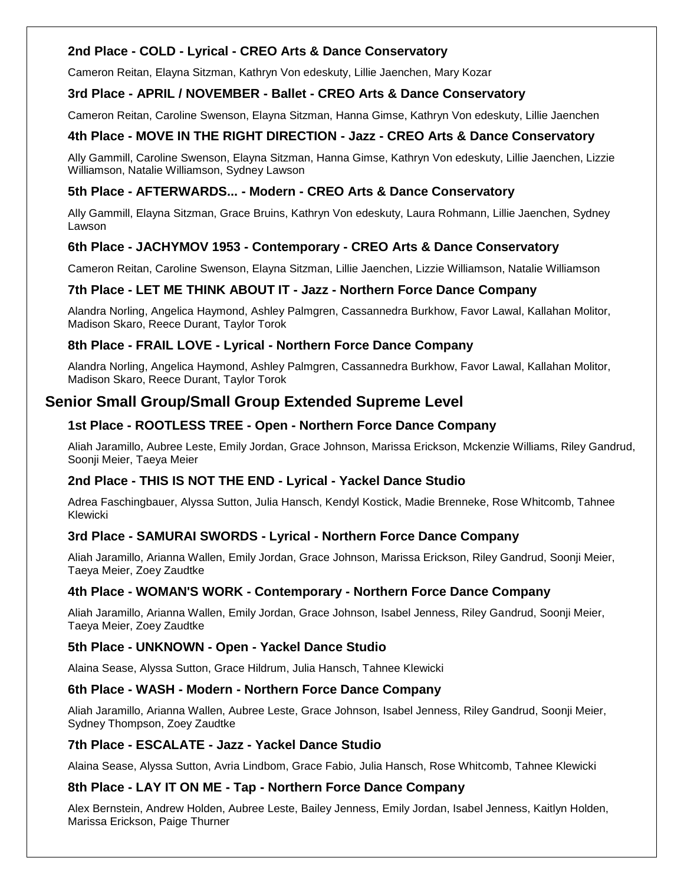### 2nd Place - COLD - Lyrical - CREO Arts & Dance Conservatory

Cameron Reitan, Elayna Sitzman, Kathryn Von edeskuty, Lillie Jaenchen, Mary Kozar

### 3rd Place - APRIL / NOVEMBER - Ballet - CREO Arts & Dance Conservatory

Cameron Reitan, Caroline Swenson, Elayna Sitzman, Hanna Gimse, Kathryn Von edeskuty, Lillie Jaenchen

### 4th Place - MOVE IN THE RIGHT DIRECTION - Jazz - CREO Arts & Dance Conservatory

Ally Gammill, Caroline Swenson, Elayna Sitzman, Hanna Gimse, Kathryn Von edeskuty, Lillie Jaenchen, Lizzie Williamson, Natalie Williamson, Sydney Lawson

### 5th Place - AFTERWARDS... - Modern - CREO Arts & Dance Conservatory

Ally Gammill, Elayna Sitzman, Grace Bruins, Kathryn Von edeskuty, Laura Rohmann, Lillie Jaenchen, Sydney Lawson

### 6th Place - JACHYMOV 1953 - Contemporary - CREO Arts & Dance Conservatory

Cameron Reitan, Caroline Swenson, Elayna Sitzman, Lillie Jaenchen, Lizzie Williamson, Natalie Williamson

### 7th Place - LET ME THINK ABOUT IT - Jazz - Northern Force Dance Company

Alandra Norling, Angelica Haymond, Ashley Palmgren, Cassannedra Burkhow, Favor Lawal, Kallahan Molitor, Madison Skaro, Reece Durant, Taylor Torok

### 8th Place - FRAIL LOVE - Lyrical - Northern Force Dance Company

Alandra Norling, Angelica Haymond, Ashley Palmgren, Cassannedra Burkhow, Favor Lawal, Kallahan Molitor, Madison Skaro, Reece Durant, Taylor Torok

## Senior Small Group/Small Group Extended Supreme Level

### 1st Place - ROOTLESS TREE - Open - Northern Force Dance Company

Aliah Jaramillo, Aubree Leste, Emily Jordan, Grace Johnson, Marissa Erickson, Mckenzie Williams, Riley Gandrud, Soonji Meier, Taeya Meier

### 2nd Place - THIS IS NOT THE END - Lyrical - Yackel Dance Studio

Adrea Faschingbauer, Alyssa Sutton, Julia Hansch, Kendyl Kostick, Madie Brenneke, Rose Whitcomb, Tahnee Klewicki

### 3rd Place - SAMURAI SWORDS - Lyrical - Northern Force Dance Company

Aliah Jaramillo, Arianna Wallen, Emily Jordan, Grace Johnson, Marissa Erickson, Riley Gandrud, Soonji Meier, Taeya Meier, Zoey Zaudtke

### 4th Place - WOMAN'S WORK - Contemporary - Northern Force Dance Company

Aliah Jaramillo, Arianna Wallen, Emily Jordan, Grace Johnson, Isabel Jenness, Riley Gandrud, Soonji Meier, Taeya Meier, Zoey Zaudtke

### 5th Place - UNKNOWN - Open - Yackel Dance Studio

Alaina Sease, Alyssa Sutton, Grace Hildrum, Julia Hansch, Tahnee Klewicki

### 6th Place - WASH - Modern - Northern Force Dance Company

Aliah Jaramillo, Arianna Wallen, Aubree Leste, Grace Johnson, Isabel Jenness, Riley Gandrud, Soonji Meier, Sydney Thompson, Zoey Zaudtke

### 7th Place - ESCALATE - Jazz - Yackel Dance Studio

Alaina Sease, Alyssa Sutton, Avria Lindbom, Grace Fabio, Julia Hansch, Rose Whitcomb, Tahnee Klewicki

### 8th Place - LAY IT ON ME - Tap - Northern Force Dance Company

Alex Bernstein, Andrew Holden, Aubree Leste, Bailey Jenness, Emily Jordan, Isabel Jenness, Kaitlyn Holden, Marissa Erickson, Paige Thurner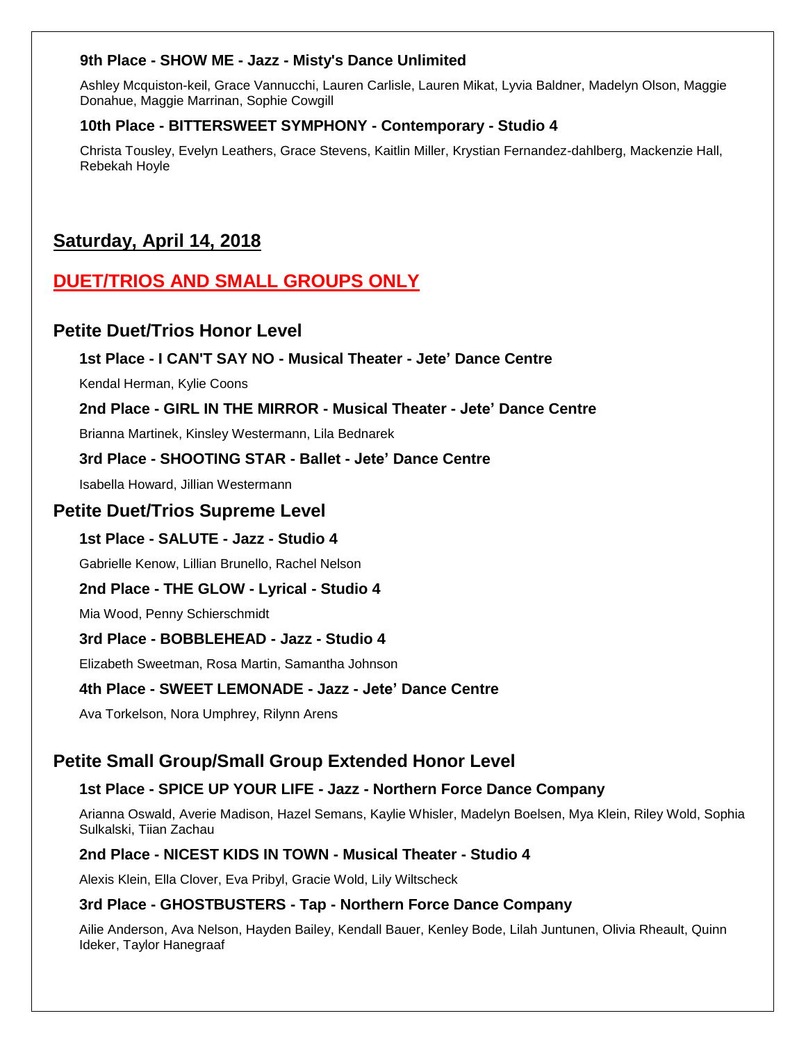### 9th Place - SHOW ME - Jazz - Misty's Dance Unlimited

Ashley Mcquiston-keil, Grace Vannucchi, Lauren Carlisle, Lauren Mikat, Lyvia Baldner, Madelyn Olson, Maggie Donahue, Maggie Marrinan, Sophie Cowgill

### 10th Place - BITTERSWEET SYMPHONY - Contemporary - Studio 4

Christa Tousley, Evelyn Leathers, Grace Stevens, Kaitlin Miller, Krystian Fernandez-dahlberg, Mackenzie Hall, Rebekah Hoyle

## Saturday, April 14, 2018

## DUET/TRIOS AND SMALL GROUPS ONLY

## Petite Duet/Trios Honor Level

### 1st Place - I CAN'T SAY NO - Musical Theater - Jete' Dance Centre

Kendal Herman, Kylie Coons

### 2nd Place - GIRL IN THE MIRROR - Musical Theater - Jete' Dance Centre

Brianna Martinek, Kinsley Westermann, Lila Bednarek

### 3rd Place - SHOOTING STAR - Ballet - Jete' Dance Centre

Isabella Howard, Jillian Westermann

## Petite Duet/Trios Supreme Level

### 1st Place - SALUTE - Jazz - Studio 4

Gabrielle Kenow, Lillian Brunello, Rachel Nelson

### 2nd Place - THE GLOW - Lyrical - Studio 4

Mia Wood, Penny Schierschmidt

### 3rd Place - BOBBLEHEAD - Jazz - Studio 4

Elizabeth Sweetman, Rosa Martin, Samantha Johnson

### 4th Place - SWEET LEMONADE - Jazz - Jete' Dance Centre

Ava Torkelson, Nora Umphrey, Rilynn Arens

## Petite Small Group/Small Group Extended Honor Level

### 1st Place - SPICE UP YOUR LIFE - Jazz - Northern Force Dance Company

Arianna Oswald, Averie Madison, Hazel Semans, Kaylie Whisler, Madelyn Boelsen, Mya Klein, Riley Wold, Sophia Sulkalski, Tiian Zachau

### 2nd Place - NICEST KIDS IN TOWN - Musical Theater - Studio 4

Alexis Klein, Ella Clover, Eva Pribyl, Gracie Wold, Lily Wiltscheck

### 3rd Place - GHOSTBUSTERS - Tap - Northern Force Dance Company

Ailie Anderson, Ava Nelson, Hayden Bailey, Kendall Bauer, Kenley Bode, Lilah Juntunen, Olivia Rheault, Quinn Ideker, Taylor Hanegraaf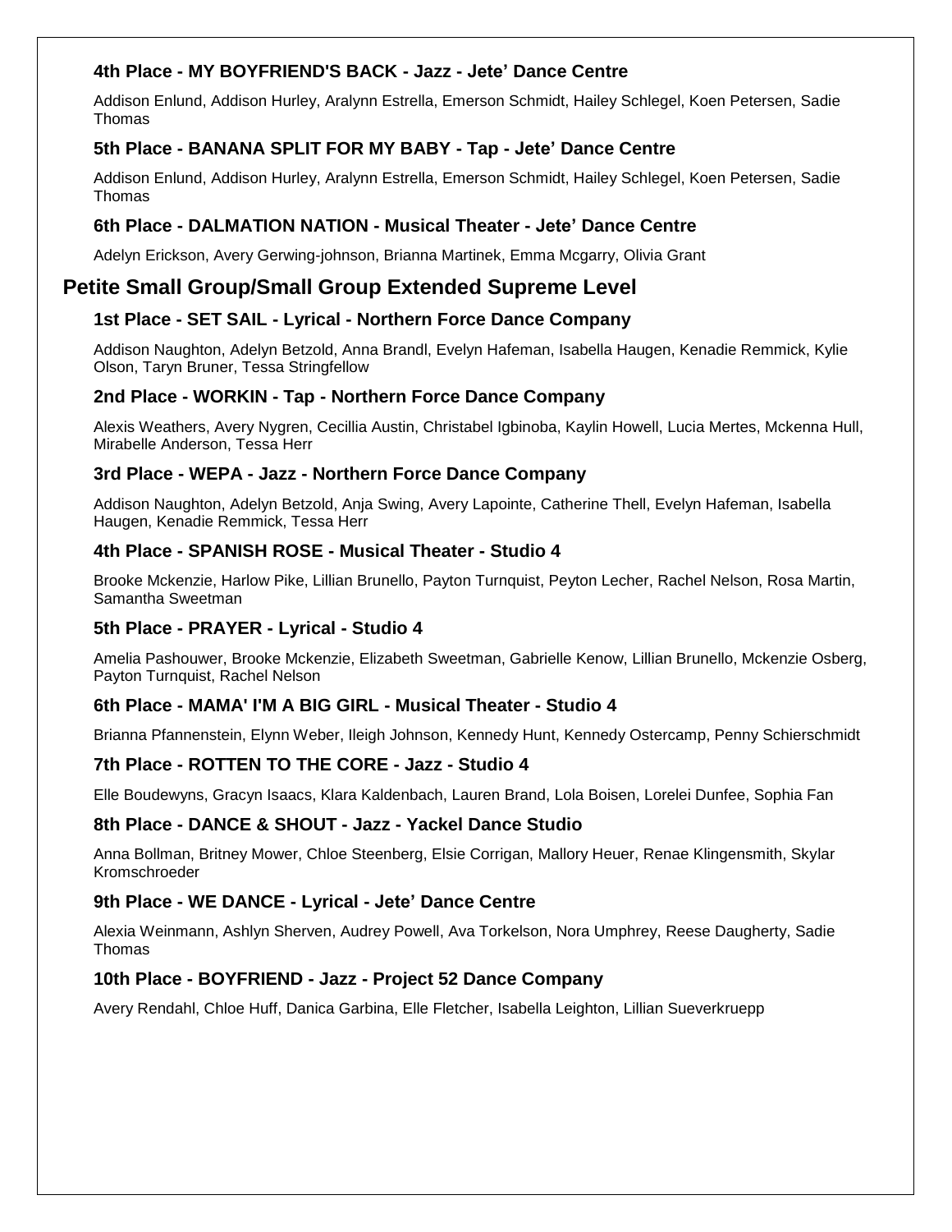### 4th Place - MY BOYFRIEND'S BACK - Jazz - Jete' Dance Centre

Addison Enlund, Addison Hurley, Aralynn Estrella, Emerson Schmidt, Hailey Schlegel, Koen Petersen, Sadie Thomas

### 5th Place - BANANA SPLIT FOR MY BABY - Tap - Jete' Dance Centre

Addison Enlund, Addison Hurley, Aralynn Estrella, Emerson Schmidt, Hailey Schlegel, Koen Petersen, Sadie Thomas

### 6th Place - DALMATION NATION - Musical Theater - Jete' Dance Centre

Adelyn Erickson, Avery Gerwing-johnson, Brianna Martinek, Emma Mcgarry, Olivia Grant

## Petite Small Group/Small Group Extended Supreme Level

### 1st Place - SET SAIL - Lyrical - Northern Force Dance Company

Addison Naughton, Adelyn Betzold, Anna Brandl, Evelyn Hafeman, Isabella Haugen, Kenadie Remmick, Kylie Olson, Taryn Bruner, Tessa Stringfellow

### 2nd Place - WORKIN - Tap - Northern Force Dance Company

Alexis Weathers, Avery Nygren, Cecillia Austin, Christabel Igbinoba, Kaylin Howell, Lucia Mertes, Mckenna Hull, Mirabelle Anderson, Tessa Herr

### 3rd Place - WEPA - Jazz - Northern Force Dance Company

Addison Naughton, Adelyn Betzold, Anja Swing, Avery Lapointe, Catherine Thell, Evelyn Hafeman, Isabella Haugen, Kenadie Remmick, Tessa Herr

### 4th Place - SPANISH ROSE - Musical Theater - Studio 4

Brooke Mckenzie, Harlow Pike, Lillian Brunello, Payton Turnquist, Peyton Lecher, Rachel Nelson, Rosa Martin, Samantha Sweetman

### 5th Place - PRAYER - Lyrical - Studio 4

Amelia Pashouwer, Brooke Mckenzie, Elizabeth Sweetman, Gabrielle Kenow, Lillian Brunello, Mckenzie Osberg, Payton Turnquist, Rachel Nelson

### 6th Place - MAMA' I'M A BIG GIRL - Musical Theater - Studio 4

Brianna Pfannenstein, Elynn Weber, Ileigh Johnson, Kennedy Hunt, Kennedy Ostercamp, Penny Schierschmidt

### 7th Place - ROTTEN TO THE CORE - Jazz - Studio 4

Elle Boudewyns, Gracyn Isaacs, Klara Kaldenbach, Lauren Brand, Lola Boisen, Lorelei Dunfee, Sophia Fan

### 8th Place - DANCE & SHOUT - Jazz - Yackel Dance Studio

Anna Bollman, Britney Mower, Chloe Steenberg, Elsie Corrigan, Mallory Heuer, Renae Klingensmith, Skylar Kromschroeder

### 9th Place - WE DANCE - Lyrical - Jete' Dance Centre

Alexia Weinmann, Ashlyn Sherven, Audrey Powell, Ava Torkelson, Nora Umphrey, Reese Daugherty, Sadie Thomas

### 10th Place - BOYFRIEND - Jazz - Project 52 Dance Company

Avery Rendahl, Chloe Huff, Danica Garbina, Elle Fletcher, Isabella Leighton, Lillian Sueverkruepp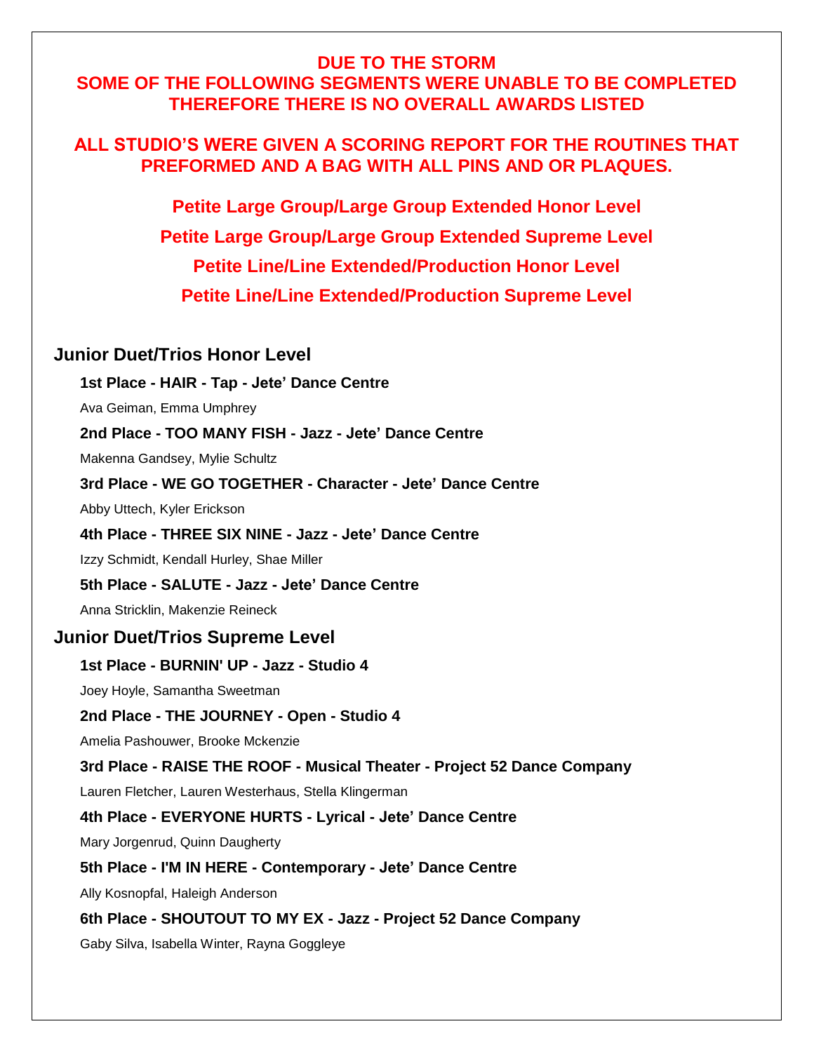**DUE TO THE STORM**
**SOME OF THE FOLLOWING SEGMENTS WERE UNABLE TO BE COMPLETED**
**THEREFORE THERE IS NO OVERALL AWARDS LISTED**

**ALL STUDIO'S WERE GIVEN A SCORING REPORT FOR THE ROUTINES THAT PREFORMED AND A BAG WITH ALL PINS AND OR PLAQUES.**

**Petite Large Group/Large Group Extended Honor Level**

**Petite Large Group/Large Group Extended Supreme Level**

**Petite Line/Line Extended/Production Honor Level**

**Petite Line/Line Extended/Production Supreme Level**

## Junior Duet/Trios Honor Level

**1st Place - HAIR - Tap - Jete' Dance Centre**

Ava Geiman, Emma Umphrey

**2nd Place - TOO MANY FISH - Jazz - Jete' Dance Centre**

Makenna Gandsey, Mylie Schultz

**3rd Place - WE GO TOGETHER - Character - Jete' Dance Centre**

Abby Uttech, Kyler Erickson

**4th Place - THREE SIX NINE - Jazz - Jete' Dance Centre**

Izzy Schmidt, Kendall Hurley, Shae Miller

**5th Place - SALUTE - Jazz - Jete' Dance Centre**

Anna Stricklin, Makenzie Reineck

## Junior Duet/Trios Supreme Level

**1st Place - BURNIN' UP - Jazz - Studio 4**

Joey Hoyle, Samantha Sweetman

**2nd Place - THE JOURNEY - Open - Studio 4**

Amelia Pashouwer, Brooke Mckenzie

**3rd Place - RAISE THE ROOF - Musical Theater - Project 52 Dance Company**

Lauren Fletcher, Lauren Westerhaus, Stella Klingerman

**4th Place - EVERYONE HURTS - Lyrical - Jete' Dance Centre**

Mary Jorgenrud, Quinn Daugherty

**5th Place - I'M IN HERE - Contemporary - Jete' Dance Centre**

Ally Kosnopfal, Haleigh Anderson

**6th Place - SHOUTOUT TO MY EX - Jazz - Project 52 Dance Company**

Gaby Silva, Isabella Winter, Rayna Goggleye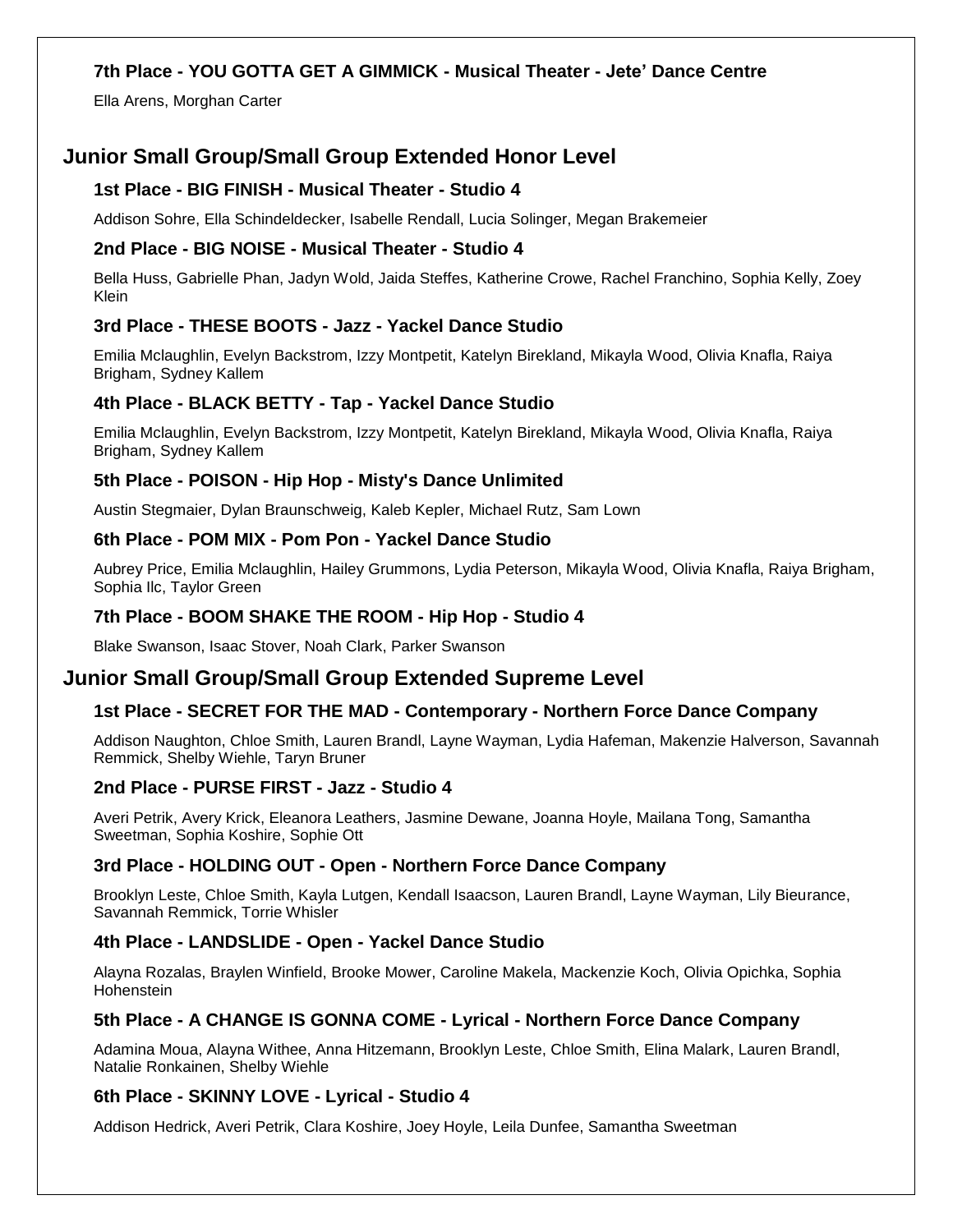#### 7th Place - YOU GOTTA GET A GIMMICK - Musical Theater - Jete' Dance Centre

Ella Arens, Morghan Carter

## Junior Small Group/Small Group Extended Honor Level

#### 1st Place - BIG FINISH - Musical Theater - Studio 4

Addison Sohre, Ella Schindeldecker, Isabelle Rendall, Lucia Solinger, Megan Brakemeier

#### 2nd Place - BIG NOISE - Musical Theater - Studio 4

Bella Huss, Gabrielle Phan, Jadyn Wold, Jaida Steffes, Katherine Crowe, Rachel Franchino, Sophia Kelly, Zoey Klein

#### 3rd Place - THESE BOOTS - Jazz - Yackel Dance Studio

Emilia Mclaughlin, Evelyn Backstrom, Izzy Montpetit, Katelyn Birekland, Mikayla Wood, Olivia Knafla, Raiya Brigham, Sydney Kallem

#### 4th Place - BLACK BETTY - Tap - Yackel Dance Studio

Emilia Mclaughlin, Evelyn Backstrom, Izzy Montpetit, Katelyn Birekland, Mikayla Wood, Olivia Knafla, Raiya Brigham, Sydney Kallem

#### 5th Place - POISON - Hip Hop - Misty's Dance Unlimited

Austin Stegmaier, Dylan Braunschweig, Kaleb Kepler, Michael Rutz, Sam Lown

#### 6th Place - POM MIX - Pom Pon - Yackel Dance Studio

Aubrey Price, Emilia Mclaughlin, Hailey Grummons, Lydia Peterson, Mikayla Wood, Olivia Knafla, Raiya Brigham, Sophia Ilc, Taylor Green

#### 7th Place - BOOM SHAKE THE ROOM - Hip Hop - Studio 4

Blake Swanson, Isaac Stover, Noah Clark, Parker Swanson

## Junior Small Group/Small Group Extended Supreme Level

#### 1st Place - SECRET FOR THE MAD - Contemporary - Northern Force Dance Company

Addison Naughton, Chloe Smith, Lauren Brandl, Layne Wayman, Lydia Hafeman, Makenzie Halverson, Savannah Remmick, Shelby Wiehle, Taryn Bruner

#### 2nd Place - PURSE FIRST - Jazz - Studio 4

Averi Petrik, Avery Krick, Eleanora Leathers, Jasmine Dewane, Joanna Hoyle, Mailana Tong, Samantha Sweetman, Sophia Koshire, Sophie Ott

#### 3rd Place - HOLDING OUT - Open - Northern Force Dance Company

Brooklyn Leste, Chloe Smith, Kayla Lutgen, Kendall Isaacson, Lauren Brandl, Layne Wayman, Lily Bieurance, Savannah Remmick, Torrie Whisler

#### 4th Place - LANDSLIDE - Open - Yackel Dance Studio

Alayna Rozalas, Braylen Winfield, Brooke Mower, Caroline Makela, Mackenzie Koch, Olivia Opichka, Sophia Hohenstein

#### 5th Place - A CHANGE IS GONNA COME - Lyrical - Northern Force Dance Company

Adamina Moua, Alayna Withee, Anna Hitzemann, Brooklyn Leste, Chloe Smith, Elina Malark, Lauren Brandl, Natalie Ronkainen, Shelby Wiehle

#### 6th Place - SKINNY LOVE - Lyrical - Studio 4

Addison Hedrick, Averi Petrik, Clara Koshire, Joey Hoyle, Leila Dunfee, Samantha Sweetman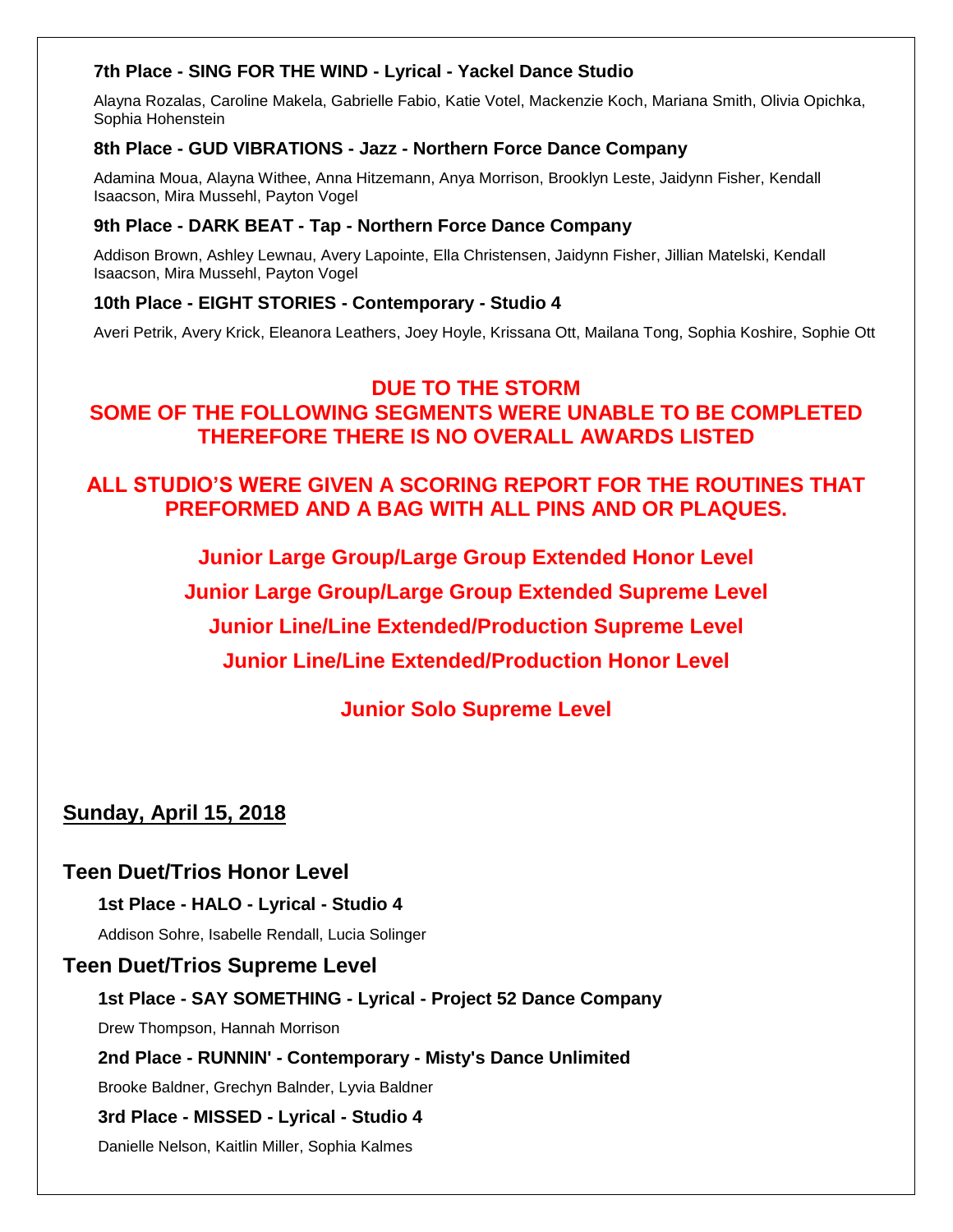**7th Place - SING FOR THE WIND - Lyrical - Yackel Dance Studio**

Alayna Rozalas, Caroline Makela, Gabrielle Fabio, Katie Votel, Mackenzie Koch, Mariana Smith, Olivia Opichka, Sophia Hohenstein

**8th Place - GUD VIBRATIONS - Jazz - Northern Force Dance Company**

Adamina Moua, Alayna Withee, Anna Hitzemann, Anya Morrison, Brooklyn Leste, Jaidynn Fisher, Kendall Isaacson, Mira Mussehl, Payton Vogel

**9th Place - DARK BEAT - Tap - Northern Force Dance Company**

Addison Brown, Ashley Lewnau, Avery Lapointe, Ella Christensen, Jaidynn Fisher, Jillian Matelski, Kendall Isaacson, Mira Mussehl, Payton Vogel

**10th Place - EIGHT STORIES - Contemporary - Studio 4**

Averi Petrik, Avery Krick, Eleanora Leathers, Joey Hoyle, Krissana Ott, Mailana Tong, Sophia Koshire, Sophie Ott

**DUE TO THE STORM**
**SOME OF THE FOLLOWING SEGMENTS WERE UNABLE TO BE COMPLETED THEREFORE THERE IS NO OVERALL AWARDS LISTED**

**ALL STUDIO'S WERE GIVEN A SCORING REPORT FOR THE ROUTINES THAT PREFORMED AND A BAG WITH ALL PINS AND OR PLAQUES.**

**Junior Large Group/Large Group Extended Honor Level**

**Junior Large Group/Large Group Extended Supreme Level**

**Junior Line/Line Extended/Production Supreme Level**

**Junior Line/Line Extended/Production Honor Level**

**Junior Solo Supreme Level**

## Sunday, April 15, 2018

### Teen Duet/Trios Honor Level

**1st Place - HALO - Lyrical - Studio 4**

Addison Sohre, Isabelle Rendall, Lucia Solinger

### Teen Duet/Trios Supreme Level

**1st Place - SAY SOMETHING - Lyrical - Project 52 Dance Company**

Drew Thompson, Hannah Morrison

**2nd Place - RUNNIN' - Contemporary - Misty's Dance Unlimited**

Brooke Baldner, Grechyn Balnder, Lyvia Baldner

**3rd Place - MISSED - Lyrical - Studio 4**

Danielle Nelson, Kaitlin Miller, Sophia Kalmes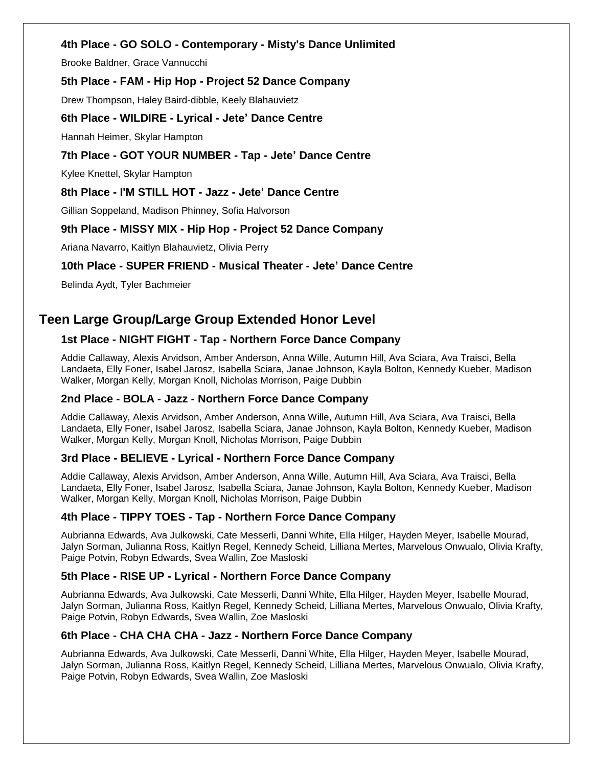#### 4th Place - GO SOLO - Contemporary - Misty's Dance Unlimited

Brooke Baldner, Grace Vannucchi

#### 5th Place - FAM - Hip Hop - Project 52 Dance Company

Drew Thompson, Haley Baird-dibble, Keely Blahauvietz

#### 6th Place - WILDIRE - Lyrical - Jete' Dance Centre

Hannah Heimer, Skylar Hampton

#### 7th Place - GOT YOUR NUMBER - Tap - Jete' Dance Centre

Kylee Knettel, Skylar Hampton

#### 8th Place - I'M STILL HOT - Jazz - Jete' Dance Centre

Gillian Soppeland, Madison Phinney, Sofia Halvorson

#### 9th Place - MISSY MIX - Hip Hop - Project 52 Dance Company

Ariana Navarro, Kaitlyn Blahauvietz, Olivia Perry

#### 10th Place - SUPER FRIEND - Musical Theater - Jete' Dance Centre

Belinda Aydt, Tyler Bachmeier

## Teen Large Group/Large Group Extended Honor Level

#### 1st Place - NIGHT FIGHT - Tap - Northern Force Dance Company

Addie Callaway, Alexis Arvidson, Amber Anderson, Anna Wille, Autumn Hill, Ava Sciara, Ava Traisci, Bella Landaeta, Elly Foner, Isabel Jarosz, Isabella Sciara, Janae Johnson, Kayla Bolton, Kennedy Kueber, Madison Walker, Morgan Kelly, Morgan Knoll, Nicholas Morrison, Paige Dubbin

#### 2nd Place - BOLA - Jazz - Northern Force Dance Company

Addie Callaway, Alexis Arvidson, Amber Anderson, Anna Wille, Autumn Hill, Ava Sciara, Ava Traisci, Bella Landaeta, Elly Foner, Isabel Jarosz, Isabella Sciara, Janae Johnson, Kayla Bolton, Kennedy Kueber, Madison Walker, Morgan Kelly, Morgan Knoll, Nicholas Morrison, Paige Dubbin

#### 3rd Place - BELIEVE - Lyrical - Northern Force Dance Company

Addie Callaway, Alexis Arvidson, Amber Anderson, Anna Wille, Autumn Hill, Ava Sciara, Ava Traisci, Bella Landaeta, Elly Foner, Isabel Jarosz, Isabella Sciara, Janae Johnson, Kayla Bolton, Kennedy Kueber, Madison Walker, Morgan Kelly, Morgan Knoll, Nicholas Morrison, Paige Dubbin

#### 4th Place - TIPPY TOES - Tap - Northern Force Dance Company

Aubrianna Edwards, Ava Julkowski, Cate Messerli, Danni White, Ella Hilger, Hayden Meyer, Isabelle Mourad, Jalyn Sorman, Julianna Ross, Kaitlyn Regel, Kennedy Scheid, Lilliana Mertes, Marvelous Onwualo, Olivia Krafty, Paige Potvin, Robyn Edwards, Svea Wallin, Zoe Masloski

#### 5th Place - RISE UP - Lyrical - Northern Force Dance Company

Aubrianna Edwards, Ava Julkowski, Cate Messerli, Danni White, Ella Hilger, Hayden Meyer, Isabelle Mourad, Jalyn Sorman, Julianna Ross, Kaitlyn Regel, Kennedy Scheid, Lilliana Mertes, Marvelous Onwualo, Olivia Krafty, Paige Potvin, Robyn Edwards, Svea Wallin, Zoe Masloski

#### 6th Place - CHA CHA CHA - Jazz - Northern Force Dance Company

Aubrianna Edwards, Ava Julkowski, Cate Messerli, Danni White, Ella Hilger, Hayden Meyer, Isabelle Mourad, Jalyn Sorman, Julianna Ross, Kaitlyn Regel, Kennedy Scheid, Lilliana Mertes, Marvelous Onwualo, Olivia Krafty, Paige Potvin, Robyn Edwards, Svea Wallin, Zoe Masloski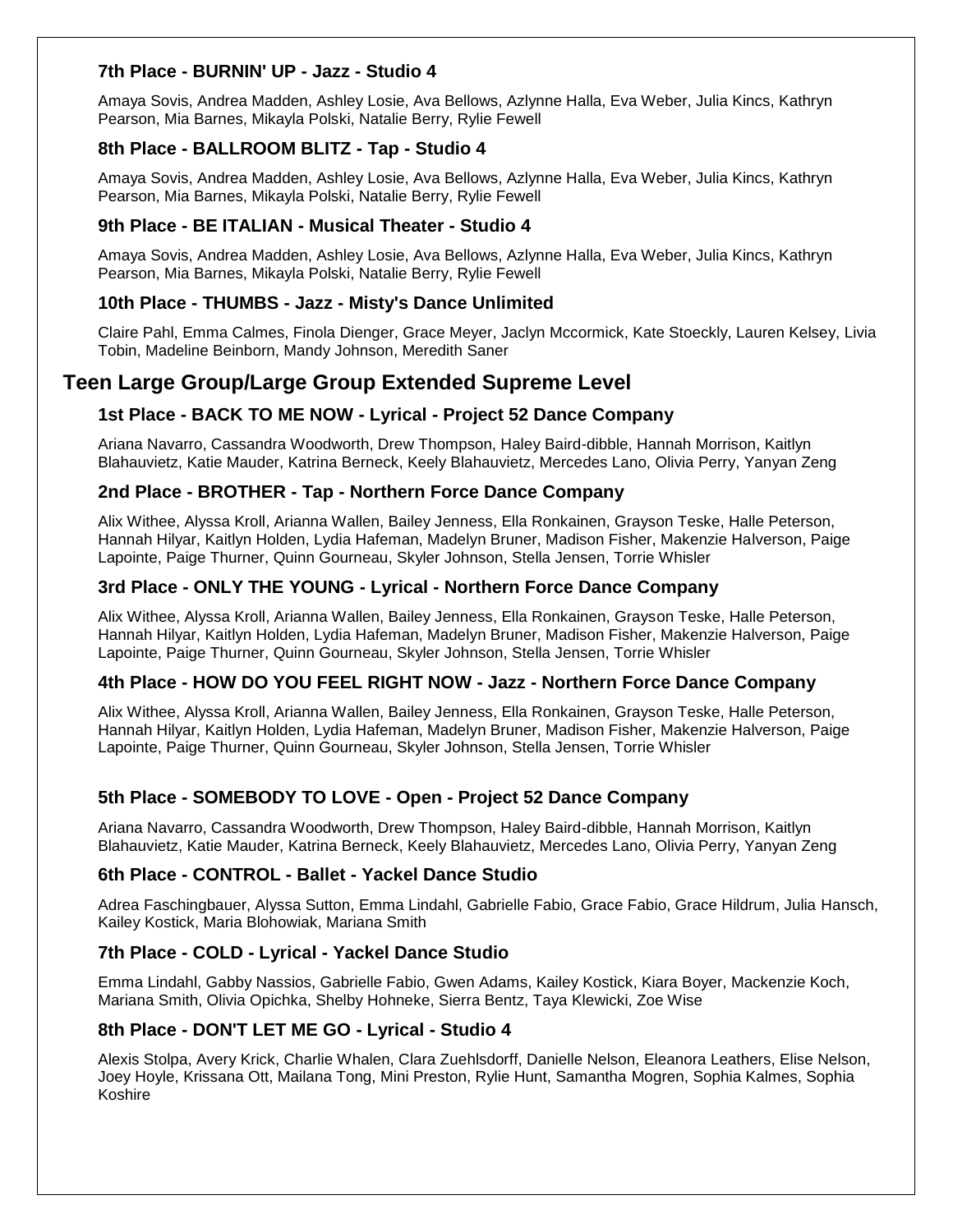### 7th Place - BURNIN' UP - Jazz - Studio 4

Amaya Sovis, Andrea Madden, Ashley Losie, Ava Bellows, Azlynne Halla, Eva Weber, Julia Kincs, Kathryn Pearson, Mia Barnes, Mikayla Polski, Natalie Berry, Rylie Fewell

### 8th Place - BALLROOM BLITZ - Tap - Studio 4

Amaya Sovis, Andrea Madden, Ashley Losie, Ava Bellows, Azlynne Halla, Eva Weber, Julia Kincs, Kathryn Pearson, Mia Barnes, Mikayla Polski, Natalie Berry, Rylie Fewell

### 9th Place - BE ITALIAN - Musical Theater - Studio 4

Amaya Sovis, Andrea Madden, Ashley Losie, Ava Bellows, Azlynne Halla, Eva Weber, Julia Kincs, Kathryn Pearson, Mia Barnes, Mikayla Polski, Natalie Berry, Rylie Fewell

### 10th Place - THUMBS - Jazz - Misty's Dance Unlimited

Claire Pahl, Emma Calmes, Finola Dienger, Grace Meyer, Jaclyn Mccormick, Kate Stoeckly, Lauren Kelsey, Livia Tobin, Madeline Beinborn, Mandy Johnson, Meredith Saner

## Teen Large Group/Large Group Extended Supreme Level

### 1st Place - BACK TO ME NOW - Lyrical - Project 52 Dance Company

Ariana Navarro, Cassandra Woodworth, Drew Thompson, Haley Baird-dibble, Hannah Morrison, Kaitlyn Blahauvietz, Katie Mauder, Katrina Berneck, Keely Blahauvietz, Mercedes Lano, Olivia Perry, Yanyan Zeng

### 2nd Place - BROTHER - Tap - Northern Force Dance Company

Alix Withee, Alyssa Kroll, Arianna Wallen, Bailey Jenness, Ella Ronkainen, Grayson Teske, Halle Peterson, Hannah Hilyar, Kaitlyn Holden, Lydia Hafeman, Madelyn Bruner, Madison Fisher, Makenzie Halverson, Paige Lapointe, Paige Thurner, Quinn Gourneau, Skyler Johnson, Stella Jensen, Torrie Whisler

### 3rd Place - ONLY THE YOUNG - Lyrical - Northern Force Dance Company

Alix Withee, Alyssa Kroll, Arianna Wallen, Bailey Jenness, Ella Ronkainen, Grayson Teske, Halle Peterson, Hannah Hilyar, Kaitlyn Holden, Lydia Hafeman, Madelyn Bruner, Madison Fisher, Makenzie Halverson, Paige Lapointe, Paige Thurner, Quinn Gourneau, Skyler Johnson, Stella Jensen, Torrie Whisler

### 4th Place - HOW DO YOU FEEL RIGHT NOW - Jazz - Northern Force Dance Company

Alix Withee, Alyssa Kroll, Arianna Wallen, Bailey Jenness, Ella Ronkainen, Grayson Teske, Halle Peterson, Hannah Hilyar, Kaitlyn Holden, Lydia Hafeman, Madelyn Bruner, Madison Fisher, Makenzie Halverson, Paige Lapointe, Paige Thurner, Quinn Gourneau, Skyler Johnson, Stella Jensen, Torrie Whisler

### 5th Place - SOMEBODY TO LOVE - Open - Project 52 Dance Company

Ariana Navarro, Cassandra Woodworth, Drew Thompson, Haley Baird-dibble, Hannah Morrison, Kaitlyn Blahauvietz, Katie Mauder, Katrina Berneck, Keely Blahauvietz, Mercedes Lano, Olivia Perry, Yanyan Zeng

### 6th Place - CONTROL - Ballet - Yackel Dance Studio

Adrea Faschingbauer, Alyssa Sutton, Emma Lindahl, Gabrielle Fabio, Grace Fabio, Grace Hildrum, Julia Hansch, Kailey Kostick, Maria Blohowiak, Mariana Smith

### 7th Place - COLD - Lyrical - Yackel Dance Studio

Emma Lindahl, Gabby Nassios, Gabrielle Fabio, Gwen Adams, Kailey Kostick, Kiara Boyer, Mackenzie Koch, Mariana Smith, Olivia Opichka, Shelby Hohneke, Sierra Bentz, Taya Klewicki, Zoe Wise

### 8th Place - DON'T LET ME GO - Lyrical - Studio 4

Alexis Stolpa, Avery Krick, Charlie Whalen, Clara Zuehlsdorff, Danielle Nelson, Eleanora Leathers, Elise Nelson, Joey Hoyle, Krissana Ott, Mailana Tong, Mini Preston, Rylie Hunt, Samantha Mogren, Sophia Kalmes, Sophia Koshire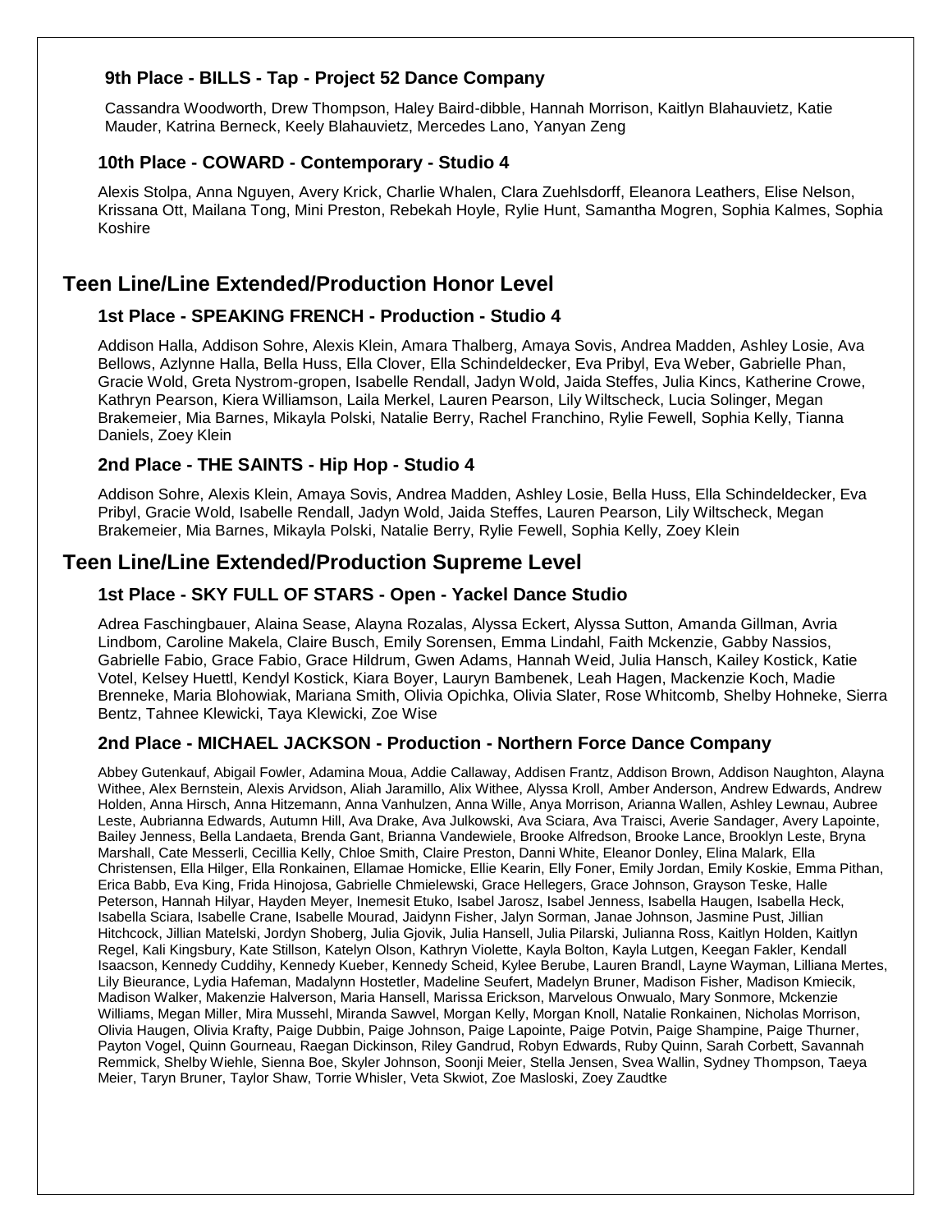### 9th Place - BILLS - Tap - Project 52 Dance Company

Cassandra Woodworth, Drew Thompson, Haley Baird-dibble, Hannah Morrison, Kaitlyn Blahauvietz, Katie Mauder, Katrina Berneck, Keely Blahauvietz, Mercedes Lano, Yanyan Zeng

### 10th Place - COWARD - Contemporary - Studio 4

Alexis Stolpa, Anna Nguyen, Avery Krick, Charlie Whalen, Clara Zuehlsdorff, Eleanora Leathers, Elise Nelson, Krissana Ott, Mailana Tong, Mini Preston, Rebekah Hoyle, Rylie Hunt, Samantha Mogren, Sophia Kalmes, Sophia Koshire

## Teen Line/Line Extended/Production Honor Level

### 1st Place - SPEAKING FRENCH - Production - Studio 4

Addison Halla, Addison Sohre, Alexis Klein, Amara Thalberg, Amaya Sovis, Andrea Madden, Ashley Losie, Ava Bellows, Azlynne Halla, Bella Huss, Ella Clover, Ella Schindeldecker, Eva Pribyl, Eva Weber, Gabrielle Phan, Gracie Wold, Greta Nystrom-gropen, Isabelle Rendall, Jadyn Wold, Jaida Steffes, Julia Kincs, Katherine Crowe, Kathryn Pearson, Kiera Williamson, Laila Merkel, Lauren Pearson, Lily Wiltscheck, Lucia Solinger, Megan Brakemeier, Mia Barnes, Mikayla Polski, Natalie Berry, Rachel Franchino, Rylie Fewell, Sophia Kelly, Tianna Daniels, Zoey Klein

### 2nd Place - THE SAINTS - Hip Hop - Studio 4

Addison Sohre, Alexis Klein, Amaya Sovis, Andrea Madden, Ashley Losie, Bella Huss, Ella Schindeldecker, Eva Pribyl, Gracie Wold, Isabelle Rendall, Jadyn Wold, Jaida Steffes, Lauren Pearson, Lily Wiltscheck, Megan Brakemeier, Mia Barnes, Mikayla Polski, Natalie Berry, Rylie Fewell, Sophia Kelly, Zoey Klein

## Teen Line/Line Extended/Production Supreme Level

### 1st Place - SKY FULL OF STARS - Open - Yackel Dance Studio

Adrea Faschingbauer, Alaina Sease, Alayna Rozalas, Alyssa Eckert, Alyssa Sutton, Amanda Gillman, Avria Lindbom, Caroline Makela, Claire Busch, Emily Sorensen, Emma Lindahl, Faith Mckenzie, Gabby Nassios, Gabrielle Fabio, Grace Fabio, Grace Hildrum, Gwen Adams, Hannah Weid, Julia Hansch, Kailey Kostick, Katie Votel, Kelsey Huettl, Kendyl Kostick, Kiara Boyer, Lauryn Bambenek, Leah Hagen, Mackenzie Koch, Madie Brenneke, Maria Blohowiak, Mariana Smith, Olivia Opichka, Olivia Slater, Rose Whitcomb, Shelby Hohneke, Sierra Bentz, Tahnee Klewicki, Taya Klewicki, Zoe Wise

### 2nd Place - MICHAEL JACKSON - Production - Northern Force Dance Company

Abbey Gutenkauf, Abigail Fowler, Adamina Moua, Addie Callaway, Addisen Frantz, Addison Brown, Addison Naughton, Alayna Withee, Alex Bernstein, Alexis Arvidson, Aliah Jaramillo, Alix Withee, Alyssa Kroll, Amber Anderson, Andrew Edwards, Andrew Holden, Anna Hirsch, Anna Hitzemann, Anna Vanhulzen, Anna Wille, Anya Morrison, Arianna Wallen, Ashley Lewnau, Aubree Leste, Aubrianna Edwards, Autumn Hill, Ava Drake, Ava Julkowski, Ava Sciara, Ava Traisci, Averie Sandager, Avery Lapointe, Bailey Jenness, Bella Landaeta, Brenda Gant, Brianna Vandewiele, Brooke Alfredson, Brooke Lance, Brooklyn Leste, Bryna Marshall, Cate Messerli, Cecillia Kelly, Chloe Smith, Claire Preston, Danni White, Eleanor Donley, Elina Malark, Ella Christensen, Ella Hilger, Ella Ronkainen, Ellamae Homicke, Ellie Kearin, Elly Foner, Emily Jordan, Emily Koskie, Emma Pithan, Erica Babb, Eva King, Frida Hinojosa, Gabrielle Chmielewski, Grace Hellegers, Grace Johnson, Grayson Teske, Halle Peterson, Hannah Hilyar, Hayden Meyer, Inemesit Etuko, Isabel Jarosz, Isabel Jenness, Isabella Haugen, Isabella Heck, Isabella Sciara, Isabelle Crane, Isabelle Mourad, Jaidynn Fisher, Jalyn Sorman, Janae Johnson, Jasmine Pust, Jillian Hitchcock, Jillian Matelski, Jordyn Shoberg, Julia Gjovik, Julia Hansell, Julia Pilarski, Julianna Ross, Kaitlyn Holden, Kaitlyn Regel, Kali Kingsbury, Kate Stillson, Katelyn Olson, Kathryn Violette, Kayla Bolton, Kayla Lutgen, Keegan Fakler, Kendall Isaacson, Kennedy Cuddihy, Kennedy Kueber, Kennedy Scheid, Kylee Berube, Lauren Brandl, Layne Wayman, Lilliana Mertes, Lily Bieurance, Lydia Hafeman, Madalynn Hostetler, Madeline Seufert, Madelyn Bruner, Madison Fisher, Madison Kmiecik, Madison Walker, Makenzie Halverson, Maria Hansell, Marissa Erickson, Marvelous Onwualo, Mary Sonmore, Mckenzie Williams, Megan Miller, Mira Mussehl, Miranda Sawvel, Morgan Kelly, Morgan Knoll, Natalie Ronkainen, Nicholas Morrison, Olivia Haugen, Olivia Krafty, Paige Dubbin, Paige Johnson, Paige Lapointe, Paige Potvin, Paige Shampine, Paige Thurner, Payton Vogel, Quinn Gourneau, Raegan Dickinson, Riley Gandrud, Robyn Edwards, Ruby Quinn, Sarah Corbett, Savannah Remmick, Shelby Wiehle, Sienna Boe, Skyler Johnson, Soonji Meier, Stella Jensen, Svea Wallin, Sydney Thompson, Taeya Meier, Taryn Bruner, Taylor Shaw, Torrie Whisler, Veta Skwiot, Zoe Masloski, Zoey Zaudtke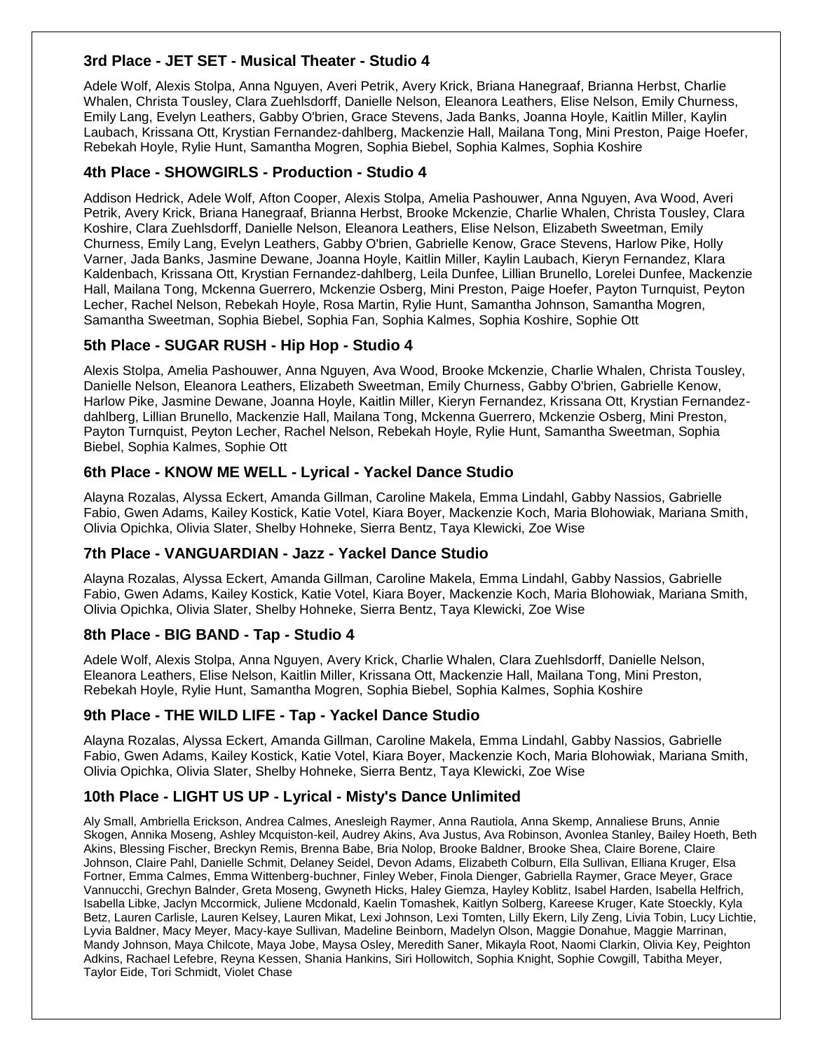### 3rd Place - JET SET - Musical Theater - Studio 4

Adele Wolf, Alexis Stolpa, Anna Nguyen, Averi Petrik, Avery Krick, Briana Hanegraaf, Brianna Herbst, Charlie Whalen, Christa Tousley, Clara Zuehlsdorff, Danielle Nelson, Eleanora Leathers, Elise Nelson, Emily Churness, Emily Lang, Evelyn Leathers, Gabby O'brien, Grace Stevens, Jada Banks, Joanna Hoyle, Kaitlin Miller, Kaylin Laubach, Krissana Ott, Krystian Fernandez-dahlberg, Mackenzie Hall, Mailana Tong, Mini Preston, Paige Hoefer, Rebekah Hoyle, Rylie Hunt, Samantha Mogren, Sophia Biebel, Sophia Kalmes, Sophia Koshire

### 4th Place - SHOWGIRLS - Production - Studio 4

Addison Hedrick, Adele Wolf, Afton Cooper, Alexis Stolpa, Amelia Pashouwer, Anna Nguyen, Ava Wood, Averi Petrik, Avery Krick, Briana Hanegraaf, Brianna Herbst, Brooke Mckenzie, Charlie Whalen, Christa Tousley, Clara Koshire, Clara Zuehlsdorff, Danielle Nelson, Eleanora Leathers, Elise Nelson, Elizabeth Sweetman, Emily Churness, Emily Lang, Evelyn Leathers, Gabby O'brien, Gabrielle Kenow, Grace Stevens, Harlow Pike, Holly Varner, Jada Banks, Jasmine Dewane, Joanna Hoyle, Kaitlin Miller, Kaylin Laubach, Kieryn Fernandez, Klara Kaldenbach, Krissana Ott, Krystian Fernandez-dahlberg, Leila Dunfee, Lillian Brunello, Lorelei Dunfee, Mackenzie Hall, Mailana Tong, Mckenna Guerrero, Mckenzie Osberg, Mini Preston, Paige Hoefer, Payton Turnquist, Peyton Lecher, Rachel Nelson, Rebekah Hoyle, Rosa Martin, Rylie Hunt, Samantha Johnson, Samantha Mogren, Samantha Sweetman, Sophia Biebel, Sophia Fan, Sophia Kalmes, Sophia Koshire, Sophie Ott

### 5th Place - SUGAR RUSH - Hip Hop - Studio 4

Alexis Stolpa, Amelia Pashouwer, Anna Nguyen, Ava Wood, Brooke Mckenzie, Charlie Whalen, Christa Tousley, Danielle Nelson, Eleanora Leathers, Elizabeth Sweetman, Emily Churness, Gabby O'brien, Gabrielle Kenow, Harlow Pike, Jasmine Dewane, Joanna Hoyle, Kaitlin Miller, Kieryn Fernandez, Krissana Ott, Krystian Fernandez-dahlberg, Lillian Brunello, Mackenzie Hall, Mailana Tong, Mckenna Guerrero, Mckenzie Osberg, Mini Preston, Payton Turnquist, Peyton Lecher, Rachel Nelson, Rebekah Hoyle, Rylie Hunt, Samantha Sweetman, Sophia Biebel, Sophia Kalmes, Sophie Ott

### 6th Place - KNOW ME WELL - Lyrical - Yackel Dance Studio

Alayna Rozalas, Alyssa Eckert, Amanda Gillman, Caroline Makela, Emma Lindahl, Gabby Nassios, Gabrielle Fabio, Gwen Adams, Kailey Kostick, Katie Votel, Kiara Boyer, Mackenzie Koch, Maria Blohowiak, Mariana Smith, Olivia Opichka, Olivia Slater, Shelby Hohneke, Sierra Bentz, Taya Klewicki, Zoe Wise

### 7th Place - VANGUARDIAN - Jazz - Yackel Dance Studio

Alayna Rozalas, Alyssa Eckert, Amanda Gillman, Caroline Makela, Emma Lindahl, Gabby Nassios, Gabrielle Fabio, Gwen Adams, Kailey Kostick, Katie Votel, Kiara Boyer, Mackenzie Koch, Maria Blohowiak, Mariana Smith, Olivia Opichka, Olivia Slater, Shelby Hohneke, Sierra Bentz, Taya Klewicki, Zoe Wise

### 8th Place - BIG BAND - Tap - Studio 4

Adele Wolf, Alexis Stolpa, Anna Nguyen, Avery Krick, Charlie Whalen, Clara Zuehlsdorff, Danielle Nelson, Eleanora Leathers, Elise Nelson, Kaitlin Miller, Krissana Ott, Mackenzie Hall, Mailana Tong, Mini Preston, Rebekah Hoyle, Rylie Hunt, Samantha Mogren, Sophia Biebel, Sophia Kalmes, Sophia Koshire

### 9th Place - THE WILD LIFE - Tap - Yackel Dance Studio

Alayna Rozalas, Alyssa Eckert, Amanda Gillman, Caroline Makela, Emma Lindahl, Gabby Nassios, Gabrielle Fabio, Gwen Adams, Kailey Kostick, Katie Votel, Kiara Boyer, Mackenzie Koch, Maria Blohowiak, Mariana Smith, Olivia Opichka, Olivia Slater, Shelby Hohneke, Sierra Bentz, Taya Klewicki, Zoe Wise

### 10th Place - LIGHT US UP - Lyrical - Misty's Dance Unlimited

Aly Small, Ambriella Erickson, Andrea Calmes, Anesleigh Raymer, Anna Rautiola, Anna Skemp, Annaliese Bruns, Annie Skogen, Annika Moseng, Ashley Mcquiston-keil, Audrey Akins, Ava Justus, Ava Robinson, Avonlea Stanley, Bailey Hoeth, Beth Akins, Blessing Fischer, Breckyn Remis, Brenna Babe, Bria Nolop, Brooke Baldner, Brooke Shea, Claire Borene, Claire Johnson, Claire Pahl, Danielle Schmit, Delaney Seidel, Devon Adams, Elizabeth Colburn, Ella Sullivan, Elliana Kruger, Elsa Fortner, Emma Calmes, Emma Wittenberg-buchner, Finley Weber, Finola Dienger, Gabriella Raymer, Grace Meyer, Grace Vannucchi, Grechyn Balnder, Greta Moseng, Gwyneth Hicks, Haley Giemza, Hayley Koblitz, Isabel Harden, Isabella Helfrich, Isabella Libke, Jaclyn Mccormick, Juliene Mcdonald, Kaelin Tomashek, Kaitlyn Solberg, Kareese Kruger, Kate Stoeckly, Kyla Betz, Lauren Carlisle, Lauren Kelsey, Lauren Mikat, Lexi Johnson, Lexi Tomten, Lilly Ekern, Lily Zeng, Livia Tobin, Lucy Lichtie, Lyvia Baldner, Macy Meyer, Macy-kaye Sullivan, Madeline Beinborn, Madelyn Olson, Maggie Donahue, Maggie Marrinan, Mandy Johnson, Maya Chilcote, Maya Jobe, Maysa Osley, Meredith Saner, Mikayla Root, Naomi Clarkin, Olivia Key, Peighton Adkins, Rachael Lefebre, Reyna Kessen, Shania Hankins, Siri Hollowitch, Sophia Knight, Sophie Cowgill, Tabitha Meyer, Taylor Eide, Tori Schmidt, Violet Chase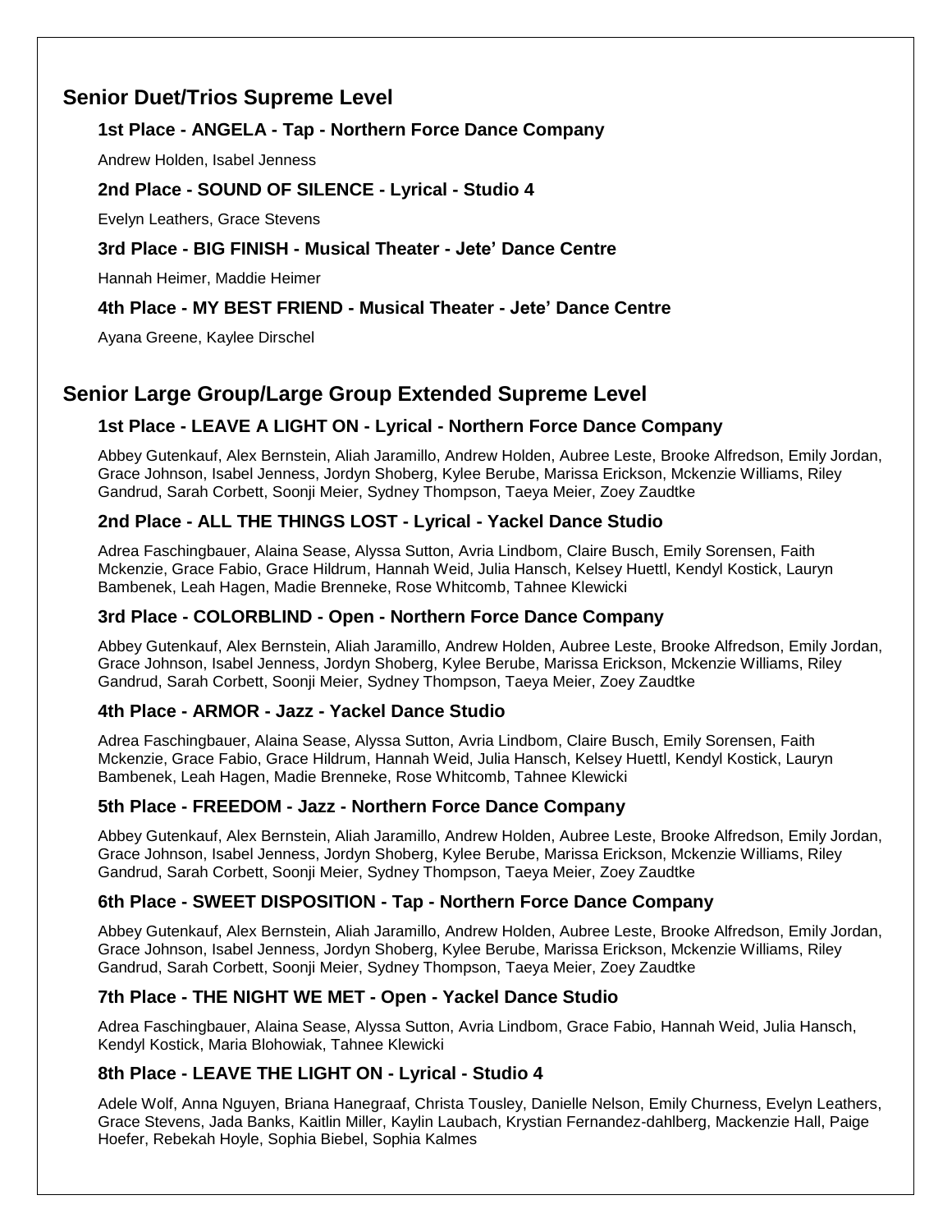## Senior Duet/Trios Supreme Level

### 1st Place - ANGELA - Tap - Northern Force Dance Company

Andrew Holden, Isabel Jenness

### 2nd Place - SOUND OF SILENCE - Lyrical - Studio 4

Evelyn Leathers, Grace Stevens

### 3rd Place - BIG FINISH - Musical Theater - Jete' Dance Centre

Hannah Heimer, Maddie Heimer

### 4th Place - MY BEST FRIEND - Musical Theater - Jete' Dance Centre

Ayana Greene, Kaylee Dirschel

## Senior Large Group/Large Group Extended Supreme Level

### 1st Place - LEAVE A LIGHT ON - Lyrical - Northern Force Dance Company

Abbey Gutenkauf, Alex Bernstein, Aliah Jaramillo, Andrew Holden, Aubree Leste, Brooke Alfredson, Emily Jordan, Grace Johnson, Isabel Jenness, Jordyn Shoberg, Kylee Berube, Marissa Erickson, Mckenzie Williams, Riley Gandrud, Sarah Corbett, Soonji Meier, Sydney Thompson, Taeya Meier, Zoey Zaudtke

### 2nd Place - ALL THE THINGS LOST - Lyrical - Yackel Dance Studio

Adrea Faschingbauer, Alaina Sease, Alyssa Sutton, Avria Lindbom, Claire Busch, Emily Sorensen, Faith Mckenzie, Grace Fabio, Grace Hildrum, Hannah Weid, Julia Hansch, Kelsey Huettl, Kendyl Kostick, Lauryn Bambenek, Leah Hagen, Madie Brenneke, Rose Whitcomb, Tahnee Klewicki

### 3rd Place - COLORBLIND - Open - Northern Force Dance Company

Abbey Gutenkauf, Alex Bernstein, Aliah Jaramillo, Andrew Holden, Aubree Leste, Brooke Alfredson, Emily Jordan, Grace Johnson, Isabel Jenness, Jordyn Shoberg, Kylee Berube, Marissa Erickson, Mckenzie Williams, Riley Gandrud, Sarah Corbett, Soonji Meier, Sydney Thompson, Taeya Meier, Zoey Zaudtke

### 4th Place - ARMOR - Jazz - Yackel Dance Studio

Adrea Faschingbauer, Alaina Sease, Alyssa Sutton, Avria Lindbom, Claire Busch, Emily Sorensen, Faith Mckenzie, Grace Fabio, Grace Hildrum, Hannah Weid, Julia Hansch, Kelsey Huettl, Kendyl Kostick, Lauryn Bambenek, Leah Hagen, Madie Brenneke, Rose Whitcomb, Tahnee Klewicki

### 5th Place - FREEDOM - Jazz - Northern Force Dance Company

Abbey Gutenkauf, Alex Bernstein, Aliah Jaramillo, Andrew Holden, Aubree Leste, Brooke Alfredson, Emily Jordan, Grace Johnson, Isabel Jenness, Jordyn Shoberg, Kylee Berube, Marissa Erickson, Mckenzie Williams, Riley Gandrud, Sarah Corbett, Soonji Meier, Sydney Thompson, Taeya Meier, Zoey Zaudtke

### 6th Place - SWEET DISPOSITION - Tap - Northern Force Dance Company

Abbey Gutenkauf, Alex Bernstein, Aliah Jaramillo, Andrew Holden, Aubree Leste, Brooke Alfredson, Emily Jordan, Grace Johnson, Isabel Jenness, Jordyn Shoberg, Kylee Berube, Marissa Erickson, Mckenzie Williams, Riley Gandrud, Sarah Corbett, Soonji Meier, Sydney Thompson, Taeya Meier, Zoey Zaudtke

### 7th Place - THE NIGHT WE MET - Open - Yackel Dance Studio

Adrea Faschingbauer, Alaina Sease, Alyssa Sutton, Avria Lindbom, Grace Fabio, Hannah Weid, Julia Hansch, Kendyl Kostick, Maria Blohowiak, Tahnee Klewicki

### 8th Place - LEAVE THE LIGHT ON - Lyrical - Studio 4

Adele Wolf, Anna Nguyen, Briana Hanegraaf, Christa Tousley, Danielle Nelson, Emily Churness, Evelyn Leathers, Grace Stevens, Jada Banks, Kaitlin Miller, Kaylin Laubach, Krystian Fernandez-dahlberg, Mackenzie Hall, Paige Hoefer, Rebekah Hoyle, Sophia Biebel, Sophia Kalmes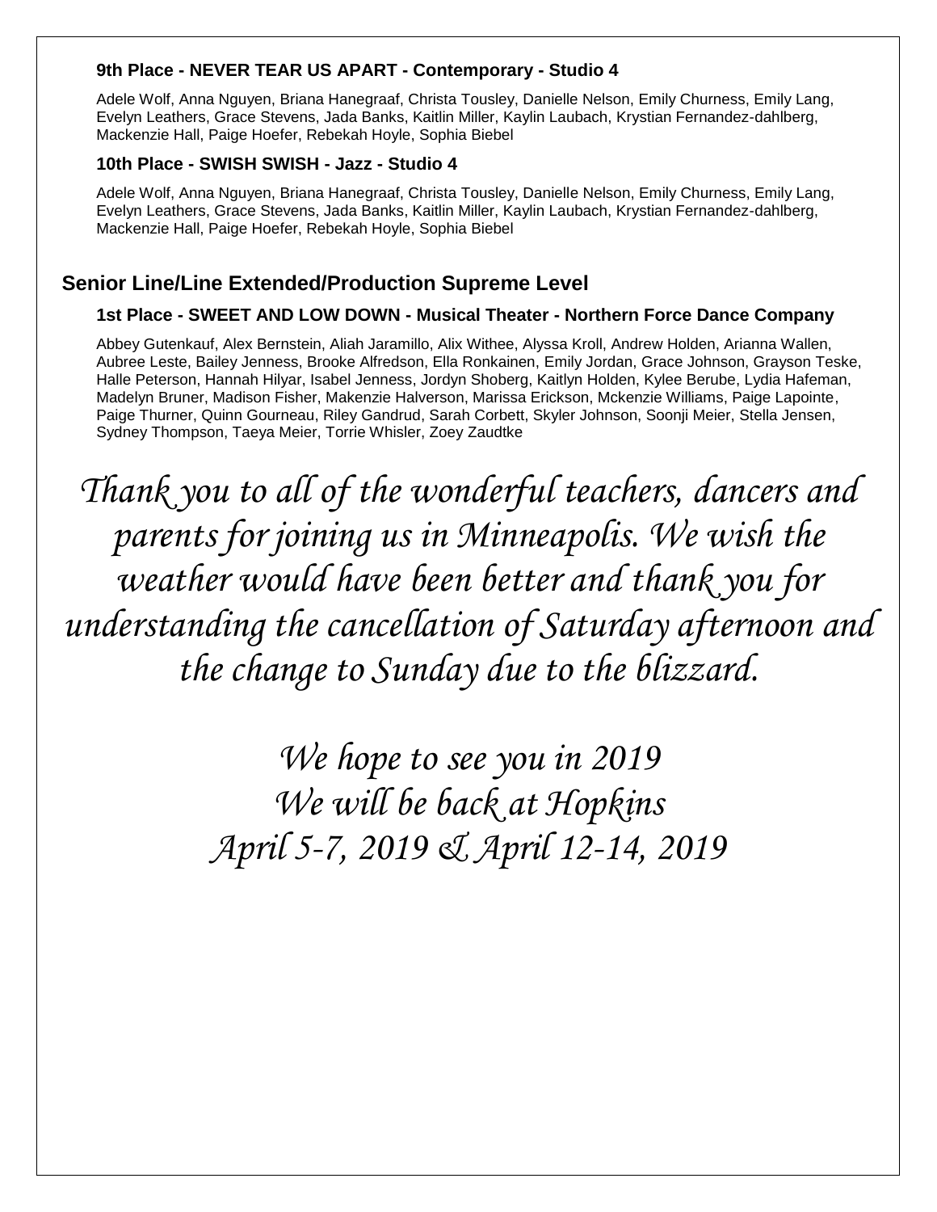#### 9th Place - NEVER TEAR US APART - Contemporary - Studio 4

Adele Wolf, Anna Nguyen, Briana Hanegraaf, Christa Tousley, Danielle Nelson, Emily Churness, Emily Lang, Evelyn Leathers, Grace Stevens, Jada Banks, Kaitlin Miller, Kaylin Laubach, Krystian Fernandez-dahlberg, Mackenzie Hall, Paige Hoefer, Rebekah Hoyle, Sophia Biebel

#### 10th Place - SWISH SWISH - Jazz - Studio 4

Adele Wolf, Anna Nguyen, Briana Hanegraaf, Christa Tousley, Danielle Nelson, Emily Churness, Emily Lang, Evelyn Leathers, Grace Stevens, Jada Banks, Kaitlin Miller, Kaylin Laubach, Krystian Fernandez-dahlberg, Mackenzie Hall, Paige Hoefer, Rebekah Hoyle, Sophia Biebel

### Senior Line/Line Extended/Production Supreme Level

#### 1st Place - SWEET AND LOW DOWN - Musical Theater - Northern Force Dance Company

Abbey Gutenkauf, Alex Bernstein, Aliah Jaramillo, Alix Withee, Alyssa Kroll, Andrew Holden, Arianna Wallen, Aubree Leste, Bailey Jenness, Brooke Alfredson, Ella Ronkainen, Emily Jordan, Grace Johnson, Grayson Teske, Halle Peterson, Hannah Hilyar, Isabel Jenness, Jordyn Shoberg, Kaitlyn Holden, Kylee Berube, Lydia Hafeman, Madelyn Bruner, Madison Fisher, Makenzie Halverson, Marissa Erickson, Mckenzie Williams, Paige Lapointe, Paige Thurner, Quinn Gourneau, Riley Gandrud, Sarah Corbett, Skyler Johnson, Soonji Meier, Stella Jensen, Sydney Thompson, Taeya Meier, Torrie Whisler, Zoey Zaudtke

*Thank you to all of the wonderful teachers, dancers and parents for joining us in Minneapolis. We wish the weather would have been better and thank you for understanding the cancellation of Saturday afternoon and the change to Sunday due to the blizzard.*

*We hope to see you in 2019*
*We will be back at Hopkins*
*April 5-7, 2019 & April 12-14, 2019*